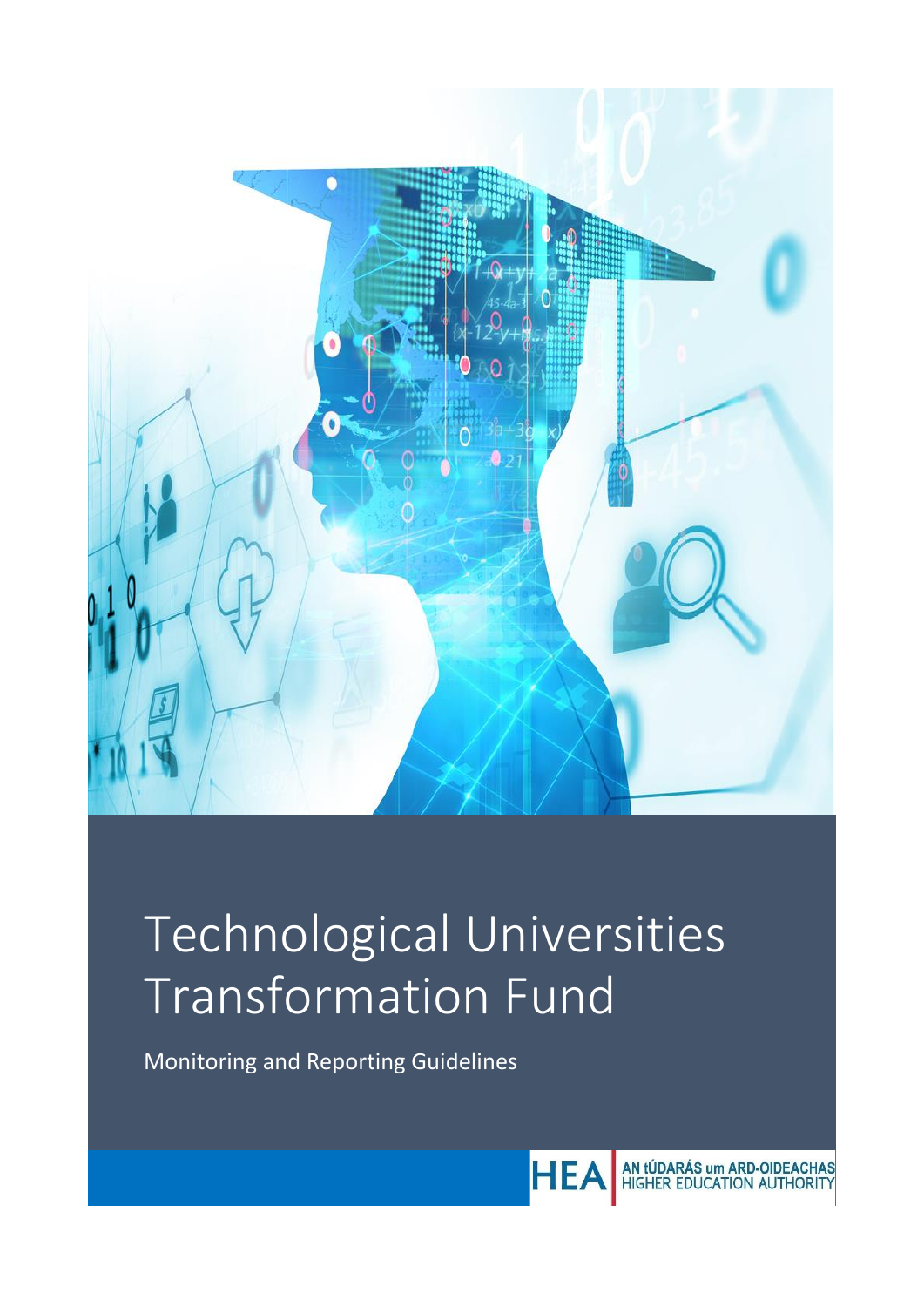# Technological Universities Transformation Fund

Monitoring and Reporting Guidelines

HEA | AN tÚDARÁS um ARD-OIDEACHAS HIGHER EDUCATION AUTHORITY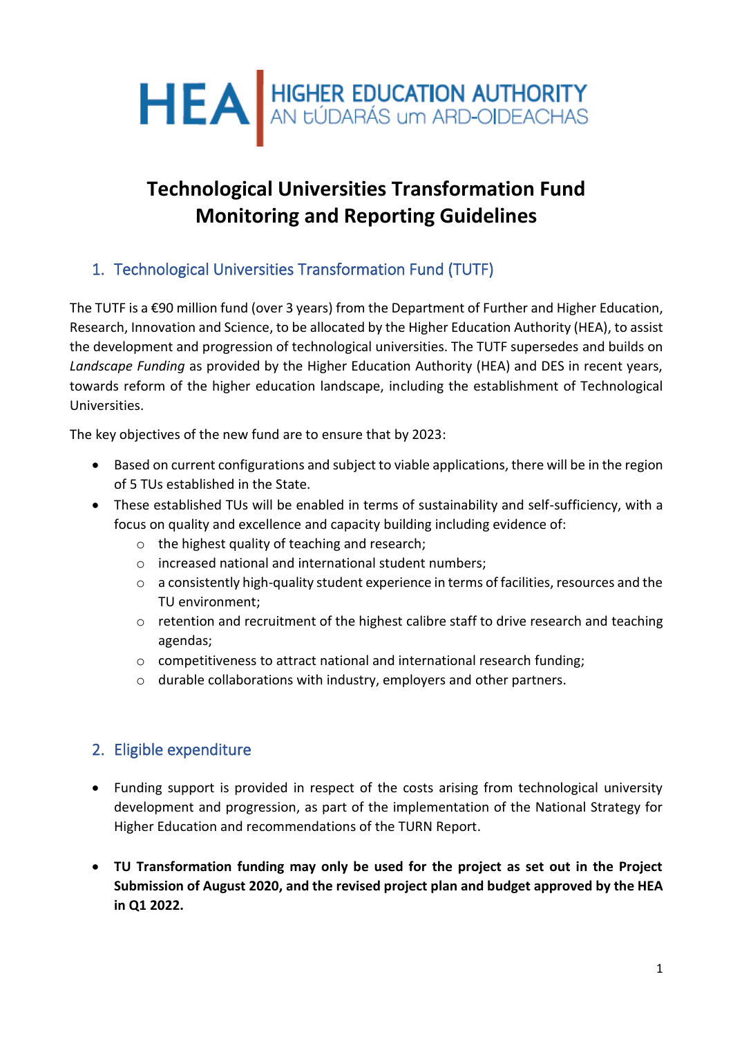**HEA | HIGHER EDUCATION AUTHORITY**
**AN tÚDARÁS um ARD-OIDEACHAS**

# Technological Universities Transformation Fund Monitoring and Reporting Guidelines

## 1. Technological Universities Transformation Fund (TUTF)

The TUTF is a €90 million fund (over 3 years) from the Department of Further and Higher Education, Research, Innovation and Science, to be allocated by the Higher Education Authority (HEA), to assist the development and progression of technological universities. The TUTF supersedes and builds on *Landscape Funding* as provided by the Higher Education Authority (HEA) and DES in recent years, towards reform of the higher education landscape, including the establishment of Technological Universities.

The key objectives of the new fund are to ensure that by 2023:

- Based on current configurations and subject to viable applications, there will be in the region of 5 TUs established in the State.
- These established TUs will be enabled in terms of sustainability and self-sufficiency, with a focus on quality and excellence and capacity building including evidence of:
  - the highest quality of teaching and research;
  - increased national and international student numbers;
  - a consistently high-quality student experience in terms of facilities, resources and the TU environment;
  - retention and recruitment of the highest calibre staff to drive research and teaching agendas;
  - competitiveness to attract national and international research funding;
  - durable collaborations with industry, employers and other partners.

## 2. Eligible expenditure

- Funding support is provided in respect of the costs arising from technological university development and progression, as part of the implementation of the National Strategy for Higher Education and recommendations of the TURN Report.
- **TU Transformation funding may only be used for the project as set out in the Project Submission of August 2020, and the revised project plan and budget approved by the HEA in Q1 2022.**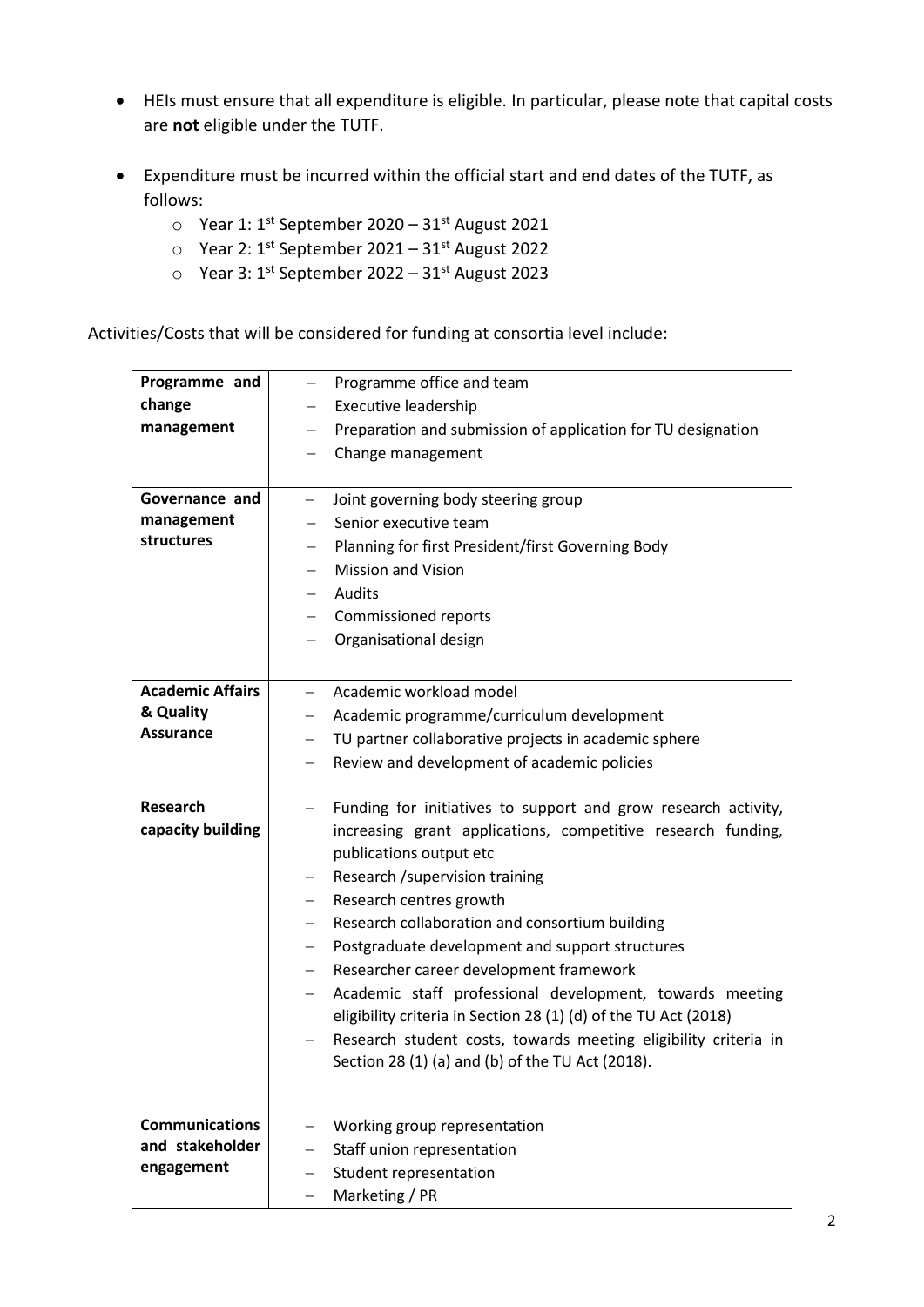- HEIs must ensure that all expenditure is eligible. In particular, please note that capital costs are **not** eligible under the TUTF.

- Expenditure must be incurred within the official start and end dates of the TUTF, as follows:
  - Year 1: 1st September 2020 – 31st August 2021
  - Year 2: 1st September 2021 – 31st August 2022
  - Year 3: 1st September 2022 – 31st August 2023

Activities/Costs that will be considered for funding at consortia level include:

| | |
|---|---|
| **Programme and change management** | – Programme office and team<br>– Executive leadership<br>– Preparation and submission of application for TU designation<br>– Change management |
| **Governance and management structures** | – Joint governing body steering group<br>– Senior executive team<br>– Planning for first President/first Governing Body<br>– Mission and Vision<br>– Audits<br>– Commissioned reports<br>– Organisational design |
| **Academic Affairs & Quality Assurance** | – Academic workload model<br>– Academic programme/curriculum development<br>– TU partner collaborative projects in academic sphere<br>– Review and development of academic policies |
| **Research capacity building** | – Funding for initiatives to support and grow research activity, increasing grant applications, competitive research funding, publications output etc<br>– Research /supervision training<br>– Research centres growth<br>– Research collaboration and consortium building<br>– Postgraduate development and support structures<br>– Researcher career development framework<br>– Academic staff professional development, towards meeting eligibility criteria in Section 28 (1) (d) of the TU Act (2018)<br>– Research student costs, towards meeting eligibility criteria in Section 28 (1) (a) and (b) of the TU Act (2018). |
| **Communications and stakeholder engagement** | – Working group representation<br>– Staff union representation<br>– Student representation<br>– Marketing / PR |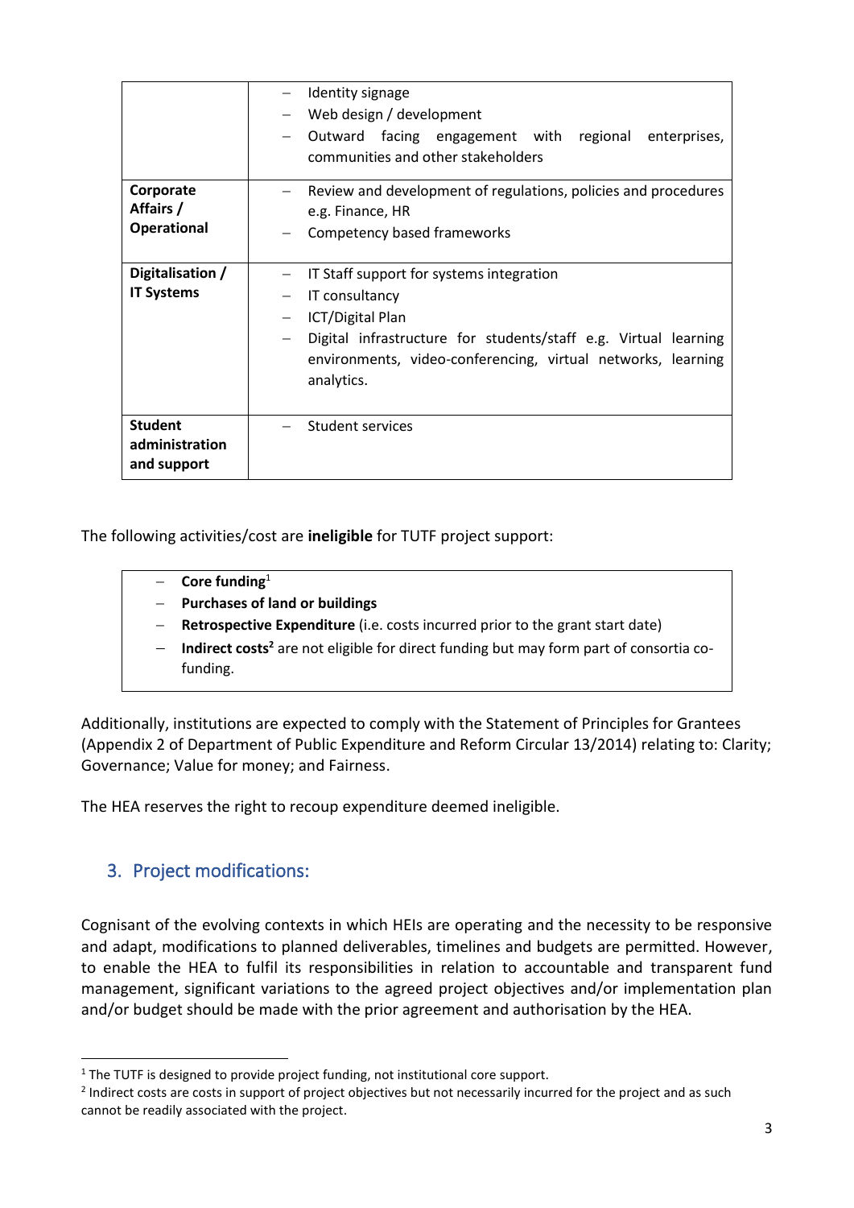| | |
|---|---|
| | – Identity signage<br>– Web design / development<br>– Outward facing engagement with regional enterprises, communities and other stakeholders |
| **Corporate Affairs / Operational** | – Review and development of regulations, policies and procedures e.g. Finance, HR<br>– Competency based frameworks |
| **Digitalisation / IT Systems** | – IT Staff support for systems integration<br>– IT consultancy<br>– ICT/Digital Plan<br>– Digital infrastructure for students/staff e.g. Virtual learning environments, video-conferencing, virtual networks, learning analytics. |
| **Student administration and support** | – Student services |

The following activities/cost are **ineligible** for TUTF project support:

- **Core funding**[1]
- **Purchases of land or buildings**
- **Retrospective Expenditure** (i.e. costs incurred prior to the grant start date)
- **Indirect costs**[2] are not eligible for direct funding but may form part of consortia co-funding.

Additionally, institutions are expected to comply with the Statement of Principles for Grantees (Appendix 2 of Department of Public Expenditure and Reform Circular 13/2014) relating to: Clarity; Governance; Value for money; and Fairness.

The HEA reserves the right to recoup expenditure deemed ineligible.

## 3. Project modifications:

Cognisant of the evolving contexts in which HEIs are operating and the necessity to be responsive and adapt, modifications to planned deliverables, timelines and budgets are permitted. However, to enable the HEA to fulfil its responsibilities in relation to accountable and transparent fund management, significant variations to the agreed project objectives and/or implementation plan and/or budget should be made with the prior agreement and authorisation by the HEA.

---

[1] The TUTF is designed to provide project funding, not institutional core support.

[2] Indirect costs are costs in support of project objectives but not necessarily incurred for the project and as such cannot be readily associated with the project.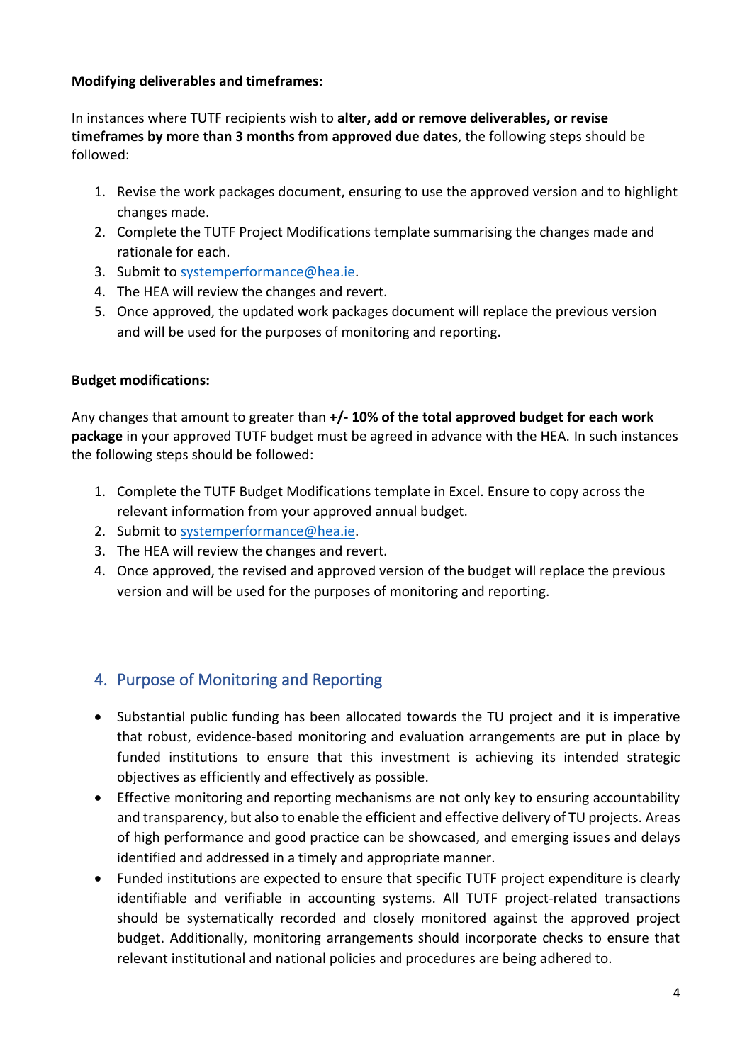**Modifying deliverables and timeframes:**

In instances where TUTF recipients wish to **alter, add or remove deliverables, or revise timeframes by more than 3 months from approved due dates**, the following steps should be followed:

1. Revise the work packages document, ensuring to use the approved version and to highlight changes made.
2. Complete the TUTF Project Modifications template summarising the changes made and rationale for each.
3. Submit to systemperformance@hea.ie.
4. The HEA will review the changes and revert.
5. Once approved, the updated work packages document will replace the previous version and will be used for the purposes of monitoring and reporting.

**Budget modifications:**

Any changes that amount to greater than **+/- 10% of the total approved budget for each work package** in your approved TUTF budget must be agreed in advance with the HEA. In such instances the following steps should be followed:

1. Complete the TUTF Budget Modifications template in Excel. Ensure to copy across the relevant information from your approved annual budget.
2. Submit to systemperformance@hea.ie.
3. The HEA will review the changes and revert.
4. Once approved, the revised and approved version of the budget will replace the previous version and will be used for the purposes of monitoring and reporting.

## 4. Purpose of Monitoring and Reporting

- Substantial public funding has been allocated towards the TU project and it is imperative that robust, evidence-based monitoring and evaluation arrangements are put in place by funded institutions to ensure that this investment is achieving its intended strategic objectives as efficiently and effectively as possible.
- Effective monitoring and reporting mechanisms are not only key to ensuring accountability and transparency, but also to enable the efficient and effective delivery of TU projects. Areas of high performance and good practice can be showcased, and emerging issues and delays identified and addressed in a timely and appropriate manner.
- Funded institutions are expected to ensure that specific TUTF project expenditure is clearly identifiable and verifiable in accounting systems. All TUTF project-related transactions should be systematically recorded and closely monitored against the approved project budget. Additionally, monitoring arrangements should incorporate checks to ensure that relevant institutional and national policies and procedures are being adhered to.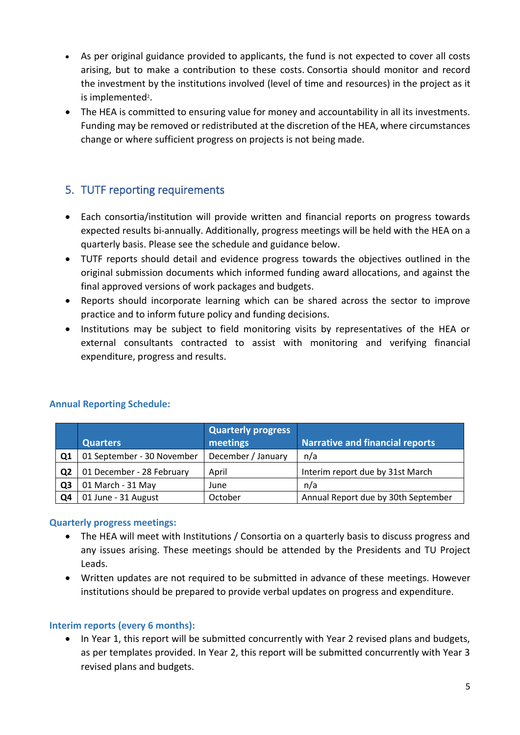- As per original guidance provided to applicants, the fund is not expected to cover all costs arising, but to make a contribution to these costs. Consortia should monitor and record the investment by the institutions involved (level of time and resources) in the project as it is implemented[2].
- The HEA is committed to ensuring value for money and accountability in all its investments. Funding may be removed or redistributed at the discretion of the HEA, where circumstances change or where sufficient progress on projects is not being made.

## 5. TUTF reporting requirements

- Each consortia/institution will provide written and financial reports on progress towards expected results bi-annually. Additionally, progress meetings will be held with the HEA on a quarterly basis. Please see the schedule and guidance below.
- TUTF reports should detail and evidence progress towards the objectives outlined in the original submission documents which informed funding award allocations, and against the final approved versions of work packages and budgets.
- Reports should incorporate learning which can be shared across the sector to improve practice and to inform future policy and funding decisions.
- Institutions may be subject to field monitoring visits by representatives of the HEA or external consultants contracted to assist with monitoring and verifying financial expenditure, progress and results.

### Annual Reporting Schedule:

| | Quarters | Quarterly progress meetings | Narrative and financial reports |
|---|---|---|---|
| **Q1** | 01 September - 30 November | December / January | n/a |
| **Q2** | 01 December - 28 February | April | Interim report due by 31st March |
| **Q3** | 01 March - 31 May | June | n/a |
| **Q4** | 01 June - 31 August | October | Annual Report due by 30th September |

### Quarterly progress meetings:

- The HEA will meet with Institutions / Consortia on a quarterly basis to discuss progress and any issues arising. These meetings should be attended by the Presidents and TU Project Leads.
- Written updates are not required to be submitted in advance of these meetings. However institutions should be prepared to provide verbal updates on progress and expenditure.

### Interim reports (every 6 months):

- In Year 1, this report will be submitted concurrently with Year 2 revised plans and budgets, as per templates provided. In Year 2, this report will be submitted concurrently with Year 3 revised plans and budgets.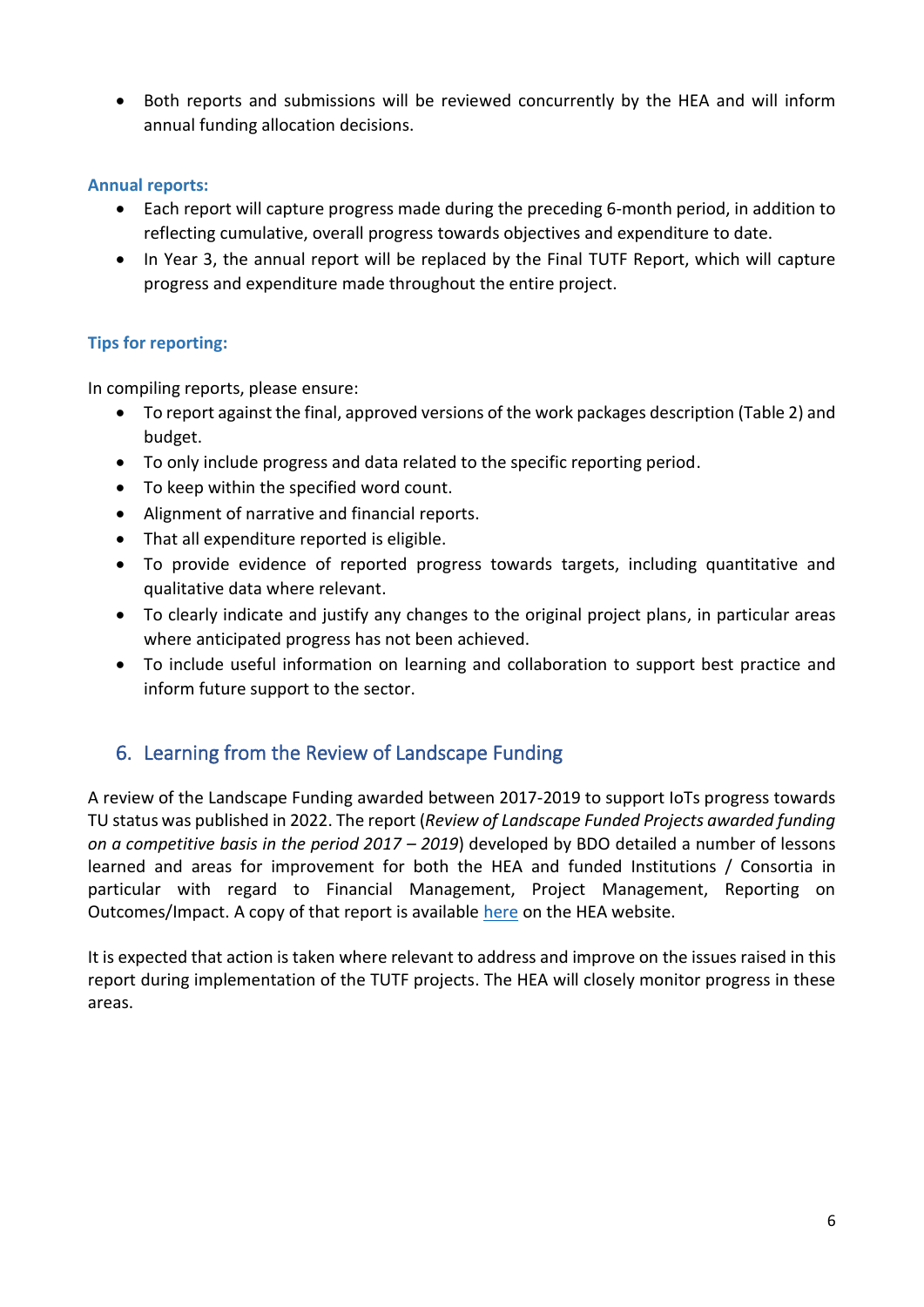- Both reports and submissions will be reviewed concurrently by the HEA and will inform annual funding allocation decisions.

**Annual reports:**

- Each report will capture progress made during the preceding 6-month period, in addition to reflecting cumulative, overall progress towards objectives and expenditure to date.
- In Year 3, the annual report will be replaced by the Final TUTF Report, which will capture progress and expenditure made throughout the entire project.

**Tips for reporting:**

In compiling reports, please ensure:

- To report against the final, approved versions of the work packages description (Table 2) and budget.
- To only include progress and data related to the specific reporting period.
- To keep within the specified word count.
- Alignment of narrative and financial reports.
- That all expenditure reported is eligible.
- To provide evidence of reported progress towards targets, including quantitative and qualitative data where relevant.
- To clearly indicate and justify any changes to the original project plans, in particular areas where anticipated progress has not been achieved.
- To include useful information on learning and collaboration to support best practice and inform future support to the sector.

## 6. Learning from the Review of Landscape Funding

A review of the Landscape Funding awarded between 2017-2019 to support IoTs progress towards TU status was published in 2022. The report (*Review of Landscape Funded Projects awarded funding on a competitive basis in the period 2017 – 2019*) developed by BDO detailed a number of lessons learned and areas for improvement for both the HEA and funded Institutions / Consortia in particular with regard to Financial Management, Project Management, Reporting on Outcomes/Impact. A copy of that report is available here on the HEA website.

It is expected that action is taken where relevant to address and improve on the issues raised in this report during implementation of the TUTF projects. The HEA will closely monitor progress in these areas.